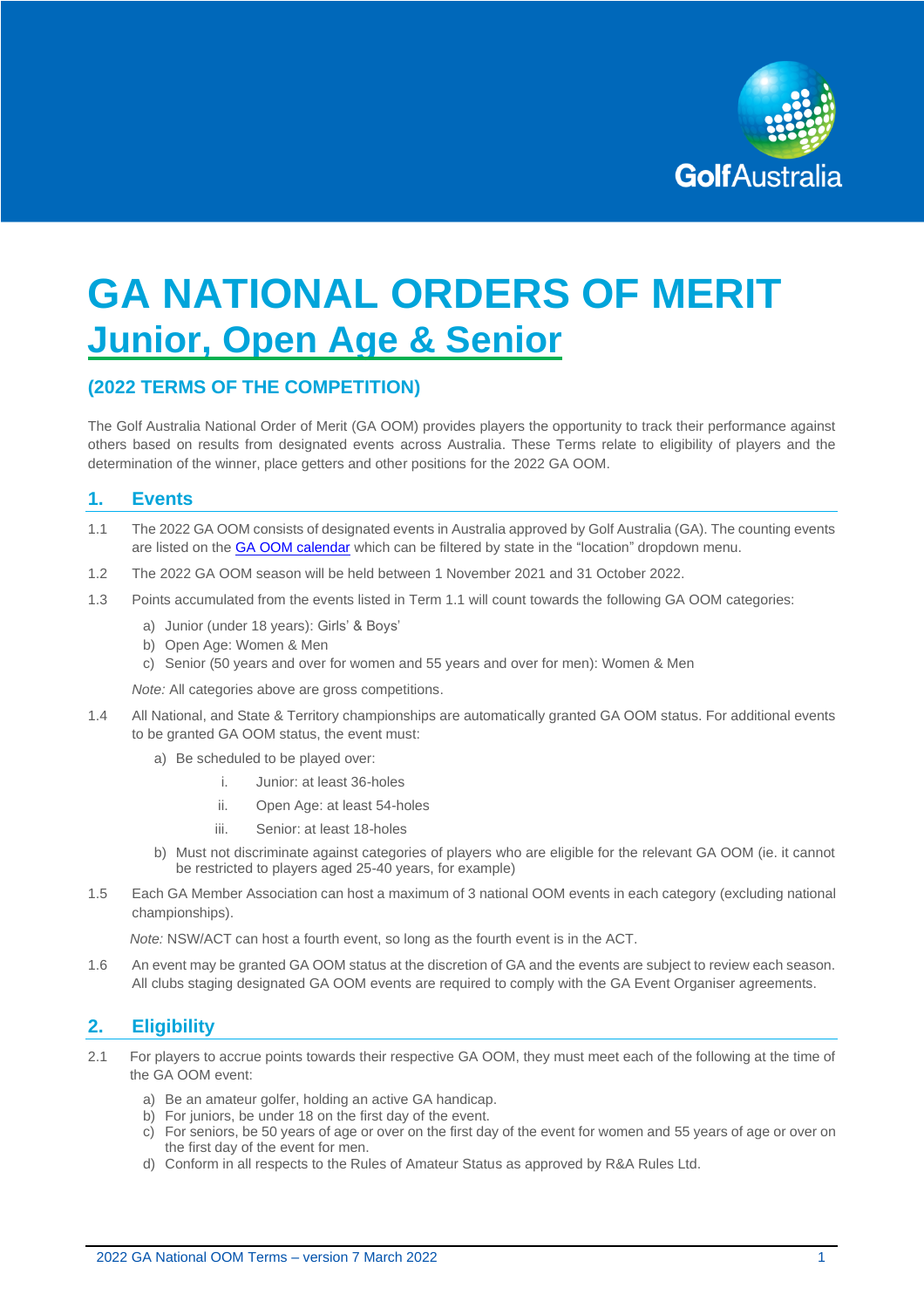# GA NATIONAL ORDERS OF MERIT

## Junior, Open Age & Senior

### (2022 TERMS OF THE COMPETITION)

The Golf Australia National Order of Merit (GA OOM) provides players the opportunity to track their performance against others based on results from designated events across Australia. These Terms relate to eligibility of players and the determination of the winner, place getters and other positions for the 2022 GA OOM.

## 1. Events

1.1 The 2022 GA OOM consists of designated events in Australia approved by Golf Australia (GA). The counting events are listed on the GA OOM calendar which can be filtered by state in the "location" dropdown menu.

1.2 The 2022 GA OOM season will be held between 1 November 2021 and 31 October 2022.

1.3 Points accumulated from the events listed in Term 1.1 will count towards the following GA OOM categories:

a) Junior (under 18 years): Girls' & Boys'
b) Open Age: Women & Men
c) Senior (50 years and over for women and 55 years and over for men): Women & Men

*Note:* All categories above are gross competitions.

1.4 All National, and State & Territory championships are automatically granted GA OOM status. For additional events to be granted GA OOM status, the event must:

a) Be scheduled to be played over:
   i. Junior: at least 36-holes
   ii. Open Age: at least 54-holes
   iii. Senior: at least 18-holes

b) Must not discriminate against categories of players who are eligible for the relevant GA OOM (ie. it cannot be restricted to players aged 25-40 years, for example)

1.5 Each GA Member Association can host a maximum of 3 national OOM events in each category (excluding national championships).

*Note:* NSW/ACT can host a fourth event, so long as the fourth event is in the ACT.

1.6 An event may be granted GA OOM status at the discretion of GA and the events are subject to review each season. All clubs staging designated GA OOM events are required to comply with the GA Event Organiser agreements.

## 2. Eligibility

2.1 For players to accrue points towards their respective GA OOM, they must meet each of the following at the time of the GA OOM event:

a) Be an amateur golfer, holding an active GA handicap.
b) For juniors, be under 18 on the first day of the event.
c) For seniors, be 50 years of age or over on the first day of the event for women and 55 years of age or over on the first day of the event for men.
d) Conform in all respects to the Rules of Amateur Status as approved by R&A Rules Ltd.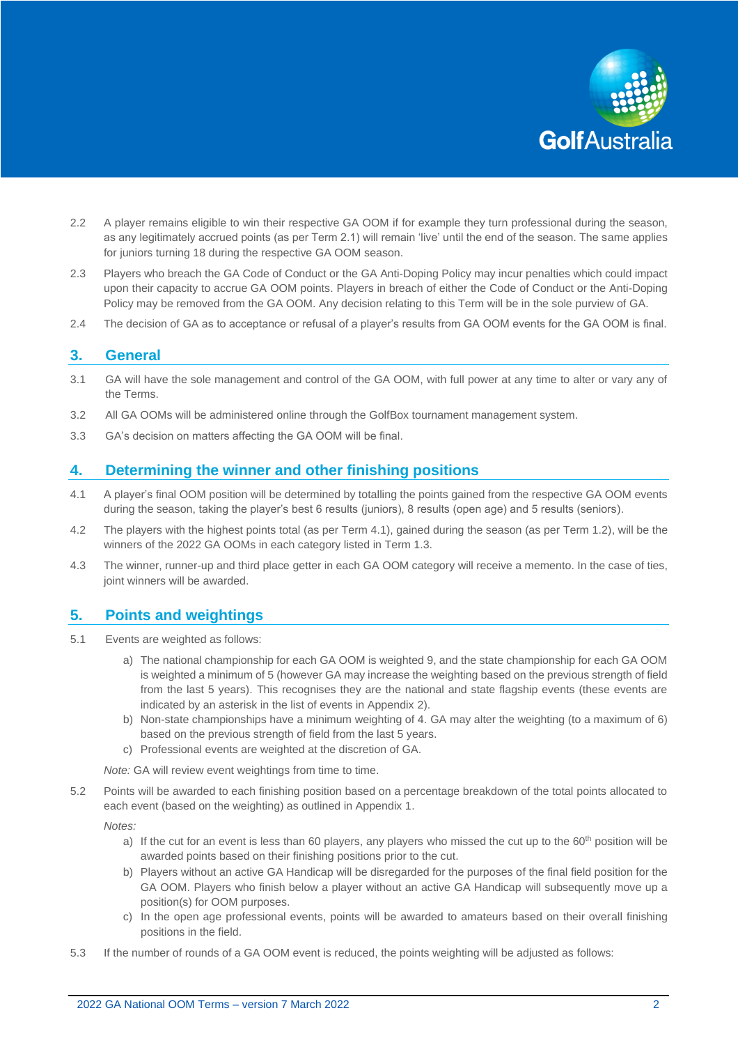2.2 A player remains eligible to win their respective GA OOM if for example they turn professional during the season, as any legitimately accrued points (as per Term 2.1) will remain 'live' until the end of the season. The same applies for juniors turning 18 during the respective GA OOM season.

2.3 Players who breach the GA Code of Conduct or the GA Anti-Doping Policy may incur penalties which could impact upon their capacity to accrue GA OOM points. Players in breach of either the Code of Conduct or the Anti-Doping Policy may be removed from the GA OOM. Any decision relating to this Term will be in the sole purview of GA.

2.4 The decision of GA as to acceptance or refusal of a player's results from GA OOM events for the GA OOM is final.

## 3. General

3.1 GA will have the sole management and control of the GA OOM, with full power at any time to alter or vary any of the Terms.

3.2 All GA OOMs will be administered online through the GolfBox tournament management system.

3.3 GA's decision on matters affecting the GA OOM will be final.

## 4. Determining the winner and other finishing positions

4.1 A player's final OOM position will be determined by totalling the points gained from the respective GA OOM events during the season, taking the player's best 6 results (juniors), 8 results (open age) and 5 results (seniors).

4.2 The players with the highest points total (as per Term 4.1), gained during the season (as per Term 1.2), will be the winners of the 2022 GA OOMs in each category listed in Term 1.3.

4.3 The winner, runner-up and third place getter in each GA OOM category will receive a memento. In the case of ties, joint winners will be awarded.

## 5. Points and weightings

5.1 Events are weighted as follows:

a) The national championship for each GA OOM is weighted 9, and the state championship for each GA OOM is weighted a minimum of 5 (however GA may increase the weighting based on the previous strength of field from the last 5 years). This recognises they are the national and state flagship events (these events are indicated by an asterisk in the list of events in Appendix 2).

b) Non-state championships have a minimum weighting of 4. GA may alter the weighting (to a maximum of 6) based on the previous strength of field from the last 5 years.

c) Professional events are weighted at the discretion of GA.

*Note:* GA will review event weightings from time to time.

5.2 Points will be awarded to each finishing position based on a percentage breakdown of the total points allocated to each event (based on the weighting) as outlined in Appendix 1.

*Notes:*

a) If the cut for an event is less than 60 players, any players who missed the cut up to the 60th position will be awarded points based on their finishing positions prior to the cut.

b) Players without an active GA Handicap will be disregarded for the purposes of the final field position for the GA OOM. Players who finish below a player without an active GA Handicap will subsequently move up a position(s) for OOM purposes.

c) In the open age professional events, points will be awarded to amateurs based on their overall finishing positions in the field.

5.3 If the number of rounds of a GA OOM event is reduced, the points weighting will be adjusted as follows: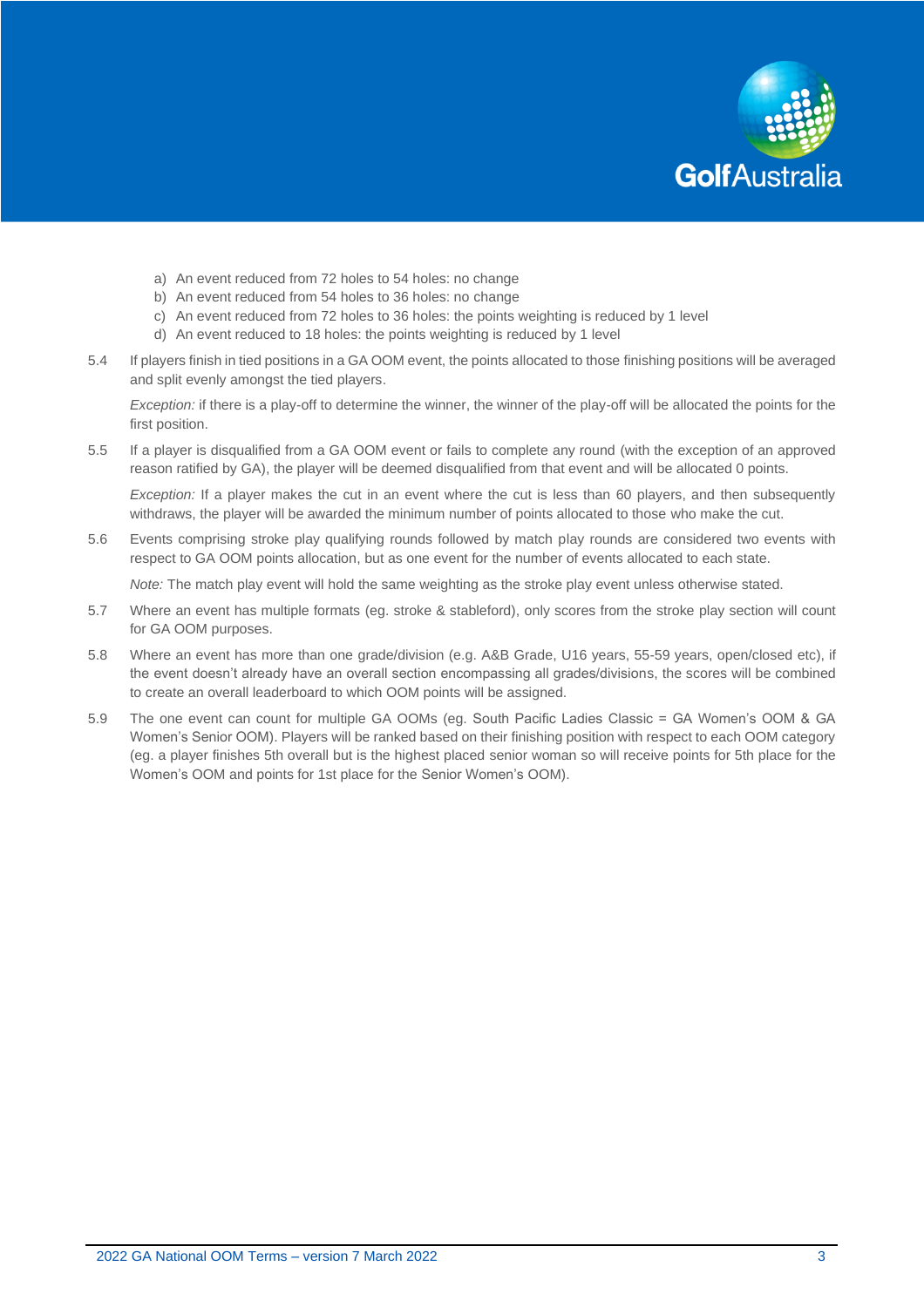a) An event reduced from 72 holes to 54 holes: no change
b) An event reduced from 54 holes to 36 holes: no change
c) An event reduced from 72 holes to 36 holes: the points weighting is reduced by 1 level
d) An event reduced to 18 holes: the points weighting is reduced by 1 level

5.4 If players finish in tied positions in a GA OOM event, the points allocated to those finishing positions will be averaged and split evenly amongst the tied players.

*Exception:* if there is a play-off to determine the winner, the winner of the play-off will be allocated the points for the first position.

5.5 If a player is disqualified from a GA OOM event or fails to complete any round (with the exception of an approved reason ratified by GA), the player will be deemed disqualified from that event and will be allocated 0 points.

*Exception:* If a player makes the cut in an event where the cut is less than 60 players, and then subsequently withdraws, the player will be awarded the minimum number of points allocated to those who make the cut.

5.6 Events comprising stroke play qualifying rounds followed by match play rounds are considered two events with respect to GA OOM points allocation, but as one event for the number of events allocated to each state.

*Note:* The match play event will hold the same weighting as the stroke play event unless otherwise stated.

5.7 Where an event has multiple formats (eg. stroke & stableford), only scores from the stroke play section will count for GA OOM purposes.

5.8 Where an event has more than one grade/division (e.g. A&B Grade, U16 years, 55-59 years, open/closed etc), if the event doesn't already have an overall section encompassing all grades/divisions, the scores will be combined to create an overall leaderboard to which OOM points will be assigned.

5.9 The one event can count for multiple GA OOMs (eg. South Pacific Ladies Classic = GA Women's OOM & GA Women's Senior OOM). Players will be ranked based on their finishing position with respect to each OOM category (eg. a player finishes 5th overall but is the highest placed senior woman so will receive points for 5th place for the Women's OOM and points for 1st place for the Senior Women's OOM).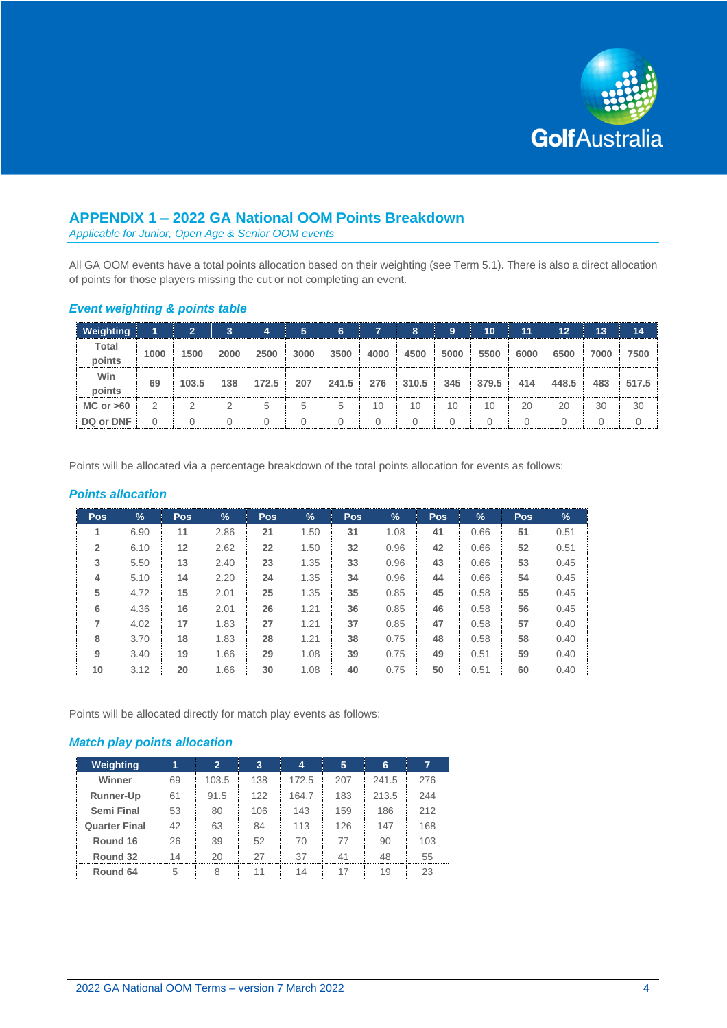## APPENDIX 1 – 2022 GA National OOM Points Breakdown

*Applicable for Junior, Open Age & Senior OOM events*

All GA OOM events have a total points allocation based on their weighting (see Term 5.1). There is also a direct allocation of points for those players missing the cut or not completing an event.

### *Event weighting & points table*

| Weighting | 1 | 2 | 3 | 4 | 5 | 6 | 7 | 8 | 9 | 10 | 11 | 12 | 13 | 14 |
|---|---|---|---|---|---|---|---|---|---|---|---|---|---|---|
| Total points | 1000 | 1500 | 2000 | 2500 | 3000 | 3500 | 4000 | 4500 | 5000 | 5500 | 6000 | 6500 | 7000 | 7500 |
| Win points | 69 | 103.5 | 138 | 172.5 | 207 | 241.5 | 276 | 310.5 | 345 | 379.5 | 414 | 448.5 | 483 | 517.5 |
| MC or >60 | 2 | 2 | 2 | 5 | 5 | 5 | 10 | 10 | 10 | 10 | 20 | 20 | 30 | 30 |
| DQ or DNF | 0 | 0 | 0 | 0 | 0 | 0 | 0 | 0 | 0 | 0 | 0 | 0 | 0 | 0 |

Points will be allocated via a percentage breakdown of the total points allocation for events as follows:

### *Points allocation*

| Pos | % | Pos | % | Pos | % | Pos | % | Pos | % | Pos | % |
|---|---|---|---|---|---|---|---|---|---|---|---|
| 1 | 6.90 | 11 | 2.86 | 21 | 1.50 | 31 | 1.08 | 41 | 0.66 | 51 | 0.51 |
| 2 | 6.10 | 12 | 2.62 | 22 | 1.50 | 32 | 0.96 | 42 | 0.66 | 52 | 0.51 |
| 3 | 5.50 | 13 | 2.40 | 23 | 1.35 | 33 | 0.96 | 43 | 0.66 | 53 | 0.45 |
| 4 | 5.10 | 14 | 2.20 | 24 | 1.35 | 34 | 0.96 | 44 | 0.66 | 54 | 0.45 |
| 5 | 4.72 | 15 | 2.01 | 25 | 1.35 | 35 | 0.85 | 45 | 0.58 | 55 | 0.45 |
| 6 | 4.36 | 16 | 2.01 | 26 | 1.21 | 36 | 0.85 | 46 | 0.58 | 56 | 0.45 |
| 7 | 4.02 | 17 | 1.83 | 27 | 1.21 | 37 | 0.85 | 47 | 0.58 | 57 | 0.40 |
| 8 | 3.70 | 18 | 1.83 | 28 | 1.21 | 38 | 0.75 | 48 | 0.58 | 58 | 0.40 |
| 9 | 3.40 | 19 | 1.66 | 29 | 1.08 | 39 | 0.75 | 49 | 0.51 | 59 | 0.40 |
| 10 | 3.12 | 20 | 1.66 | 30 | 1.08 | 40 | 0.75 | 50 | 0.51 | 60 | 0.40 |

Points will be allocated directly for match play events as follows:

### *Match play points allocation*

| Weighting | 1 | 2 | 3 | 4 | 5 | 6 | 7 |
|---|---|---|---|---|---|---|---|
| Winner | 69 | 103.5 | 138 | 172.5 | 207 | 241.5 | 276 |
| Runner-Up | 61 | 91.5 | 122 | 164.7 | 183 | 213.5 | 244 |
| Semi Final | 53 | 80 | 106 | 143 | 159 | 186 | 212 |
| Quarter Final | 42 | 63 | 84 | 113 | 126 | 147 | 168 |
| Round 16 | 26 | 39 | 52 | 70 | 77 | 90 | 103 |
| Round 32 | 14 | 20 | 27 | 37 | 41 | 48 | 55 |
| Round 64 | 5 | 8 | 11 | 14 | 17 | 19 | 23 |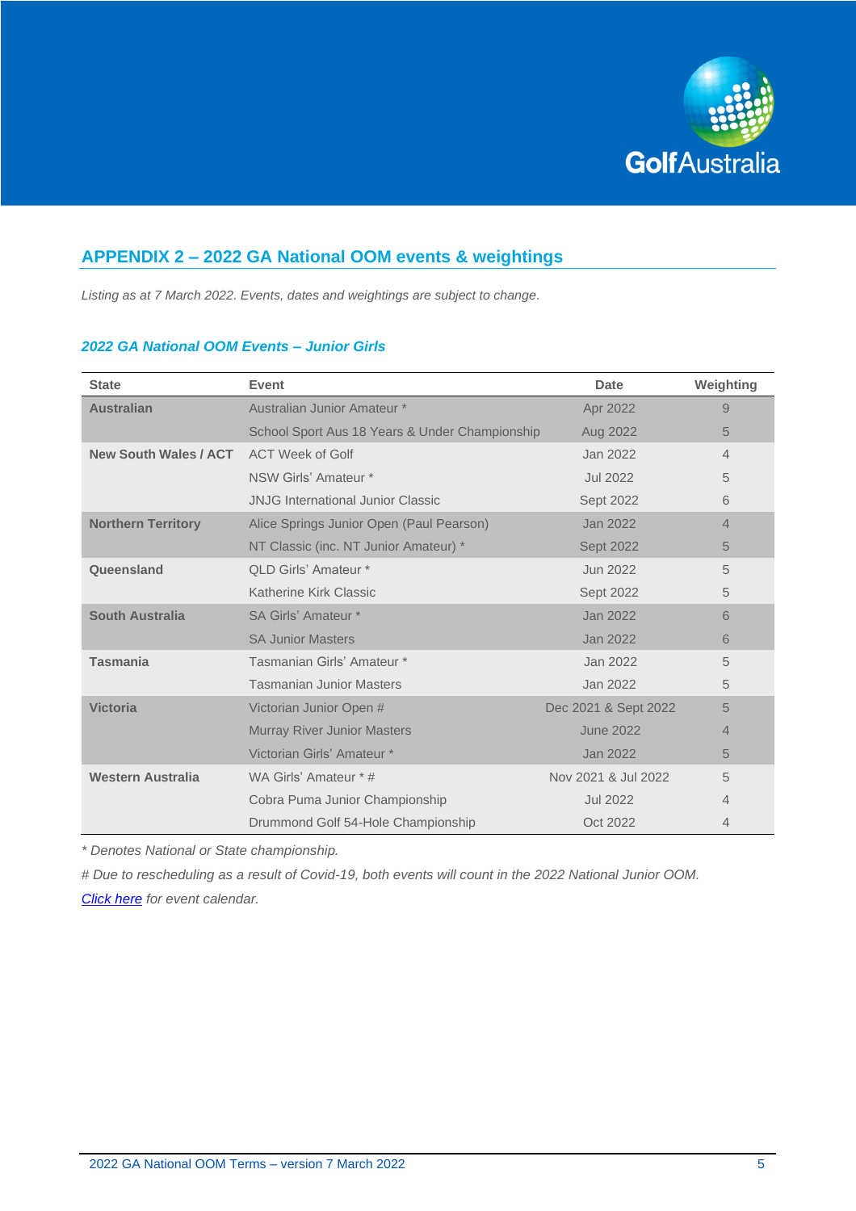## APPENDIX 2 – 2022 GA National OOM events & weightings

*Listing as at 7 March 2022. Events, dates and weightings are subject to change.*

### *2022 GA National OOM Events – Junior Girls*

| State | Event | Date | Weighting |
|---|---|---|---|
| **Australian** | Australian Junior Amateur * | Apr 2022 | 9 |
| | School Sport Aus 18 Years & Under Championship | Aug 2022 | 5 |
| **New South Wales / ACT** | ACT Week of Golf | Jan 2022 | 4 |
| | NSW Girls' Amateur * | Jul 2022 | 5 |
| | JNJG International Junior Classic | Sept 2022 | 6 |
| **Northern Territory** | Alice Springs Junior Open (Paul Pearson) | Jan 2022 | 4 |
| | NT Classic (inc. NT Junior Amateur) * | Sept 2022 | 5 |
| **Queensland** | QLD Girls' Amateur * | Jun 2022 | 5 |
| | Katherine Kirk Classic | Sept 2022 | 5 |
| **South Australia** | SA Girls' Amateur * | Jan 2022 | 6 |
| | SA Junior Masters | Jan 2022 | 6 |
| **Tasmania** | Tasmanian Girls' Amateur * | Jan 2022 | 5 |
| | Tasmanian Junior Masters | Jan 2022 | 5 |
| **Victoria** | Victorian Junior Open # | Dec 2021 & Sept 2022 | 5 |
| | Murray River Junior Masters | June 2022 | 4 |
| | Victorian Girls' Amateur * | Jan 2022 | 5 |
| **Western Australia** | WA Girls' Amateur * # | Nov 2021 & Jul 2022 | 5 |
| | Cobra Puma Junior Championship | Jul 2022 | 4 |
| | Drummond Golf 54-Hole Championship | Oct 2022 | 4 |

*\* Denotes National or State championship.*

*# Due to rescheduling as a result of Covid-19, both events will count in the 2022 National Junior OOM.*

*Click here for event calendar.*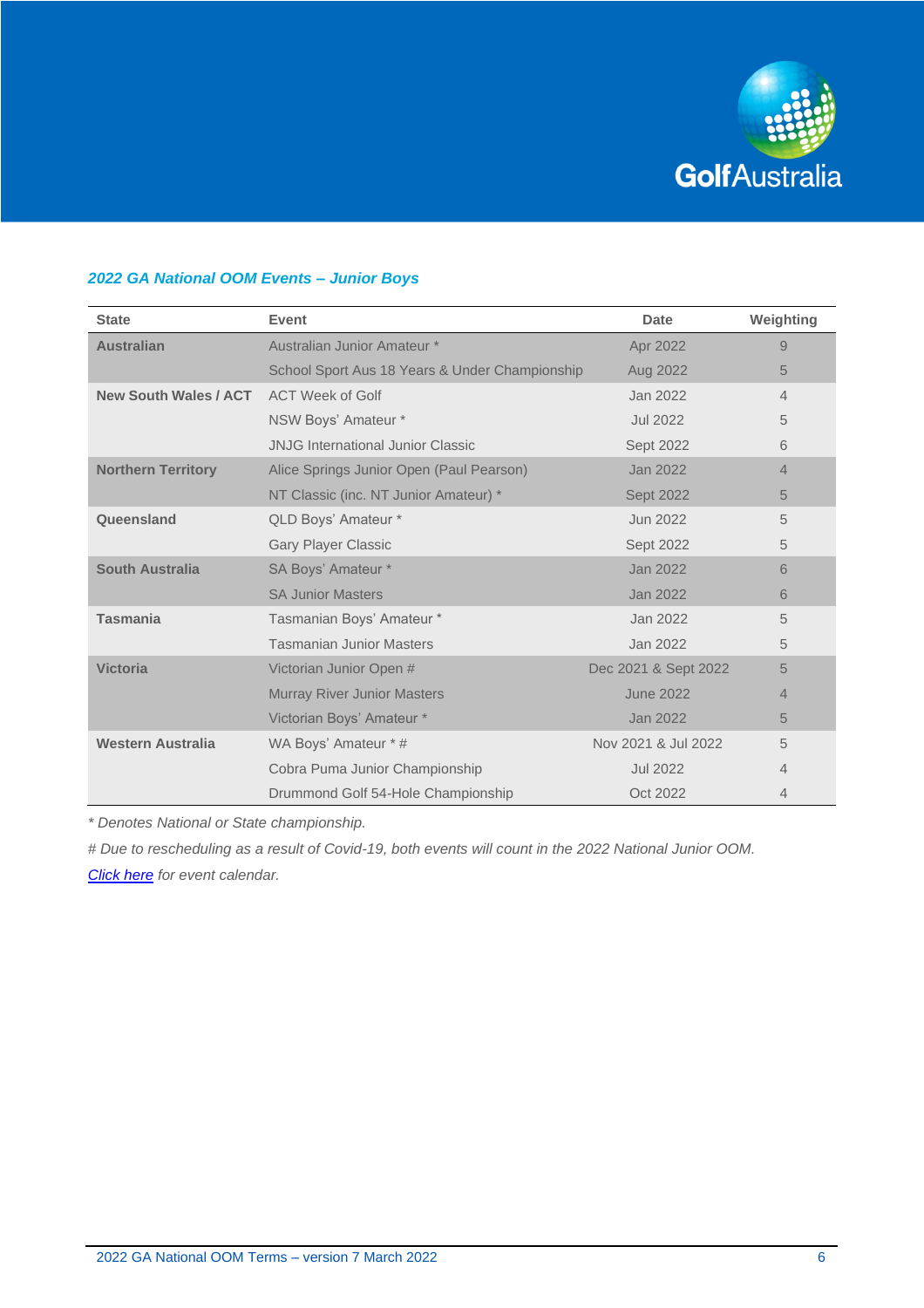### *2022 GA National OOM Events – Junior Boys*

| State | Event | Date | Weighting |
|---|---|---|---|
| **Australian** | Australian Junior Amateur * | Apr 2022 | 9 |
| | School Sport Aus 18 Years & Under Championship | Aug 2022 | 5 |
| **New South Wales / ACT** | ACT Week of Golf | Jan 2022 | 4 |
| | NSW Boys' Amateur * | Jul 2022 | 5 |
| | JNJG International Junior Classic | Sept 2022 | 6 |
| **Northern Territory** | Alice Springs Junior Open (Paul Pearson) | Jan 2022 | 4 |
| | NT Classic (inc. NT Junior Amateur) * | Sept 2022 | 5 |
| **Queensland** | QLD Boys' Amateur * | Jun 2022 | 5 |
| | Gary Player Classic | Sept 2022 | 5 |
| **South Australia** | SA Boys' Amateur * | Jan 2022 | 6 |
| | SA Junior Masters | Jan 2022 | 6 |
| **Tasmania** | Tasmanian Boys' Amateur * | Jan 2022 | 5 |
| | Tasmanian Junior Masters | Jan 2022 | 5 |
| **Victoria** | Victorian Junior Open # | Dec 2021 & Sept 2022 | 5 |
| | Murray River Junior Masters | June 2022 | 4 |
| | Victorian Boys' Amateur * | Jan 2022 | 5 |
| **Western Australia** | WA Boys' Amateur * # | Nov 2021 & Jul 2022 | 5 |
| | Cobra Puma Junior Championship | Jul 2022 | 4 |
| | Drummond Golf 54-Hole Championship | Oct 2022 | 4 |

*\* Denotes National or State championship.*

*# Due to rescheduling as a result of Covid-19, both events will count in the 2022 National Junior OOM.*

*Click here for event calendar.*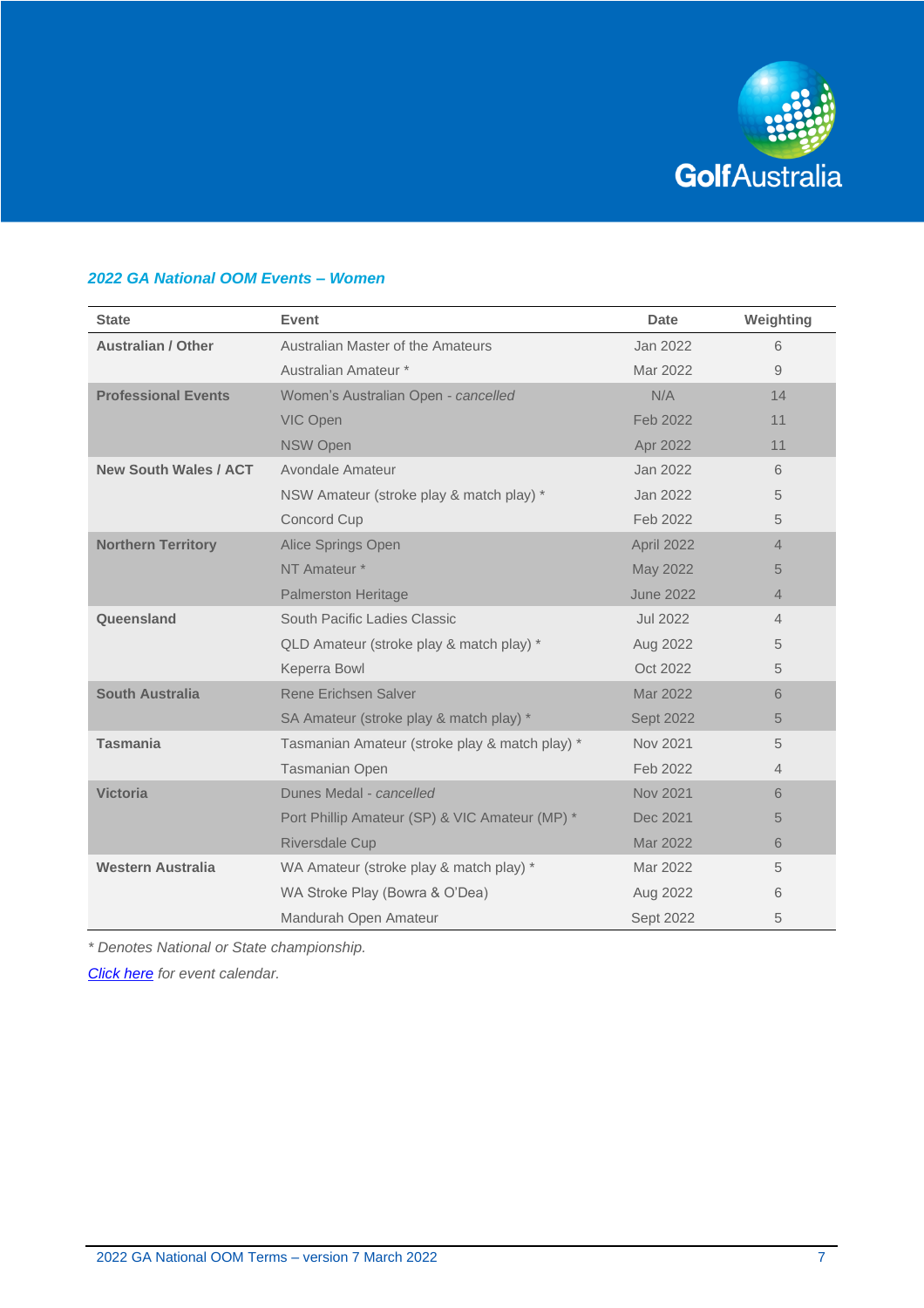*2022 GA National OOM Events – Women*

| State | Event | Date | Weighting |
|---|---|---|---|
| **Australian / Other** | Australian Master of the Amateurs | Jan 2022 | 6 |
| | Australian Amateur * | Mar 2022 | 9 |
| **Professional Events** | Women's Australian Open - *cancelled* | N/A | 14 |
| | VIC Open | Feb 2022 | 11 |
| | NSW Open | Apr 2022 | 11 |
| **New South Wales / ACT** | Avondale Amateur | Jan 2022 | 6 |
| | NSW Amateur (stroke play & match play) * | Jan 2022 | 5 |
| | Concord Cup | Feb 2022 | 5 |
| **Northern Territory** | Alice Springs Open | April 2022 | 4 |
| | NT Amateur * | May 2022 | 5 |
| | Palmerston Heritage | June 2022 | 4 |
| **Queensland** | South Pacific Ladies Classic | Jul 2022 | 4 |
| | QLD Amateur (stroke play & match play) * | Aug 2022 | 5 |
| | Keperra Bowl | Oct 2022 | 5 |
| **South Australia** | Rene Erichsen Salver | Mar 2022 | 6 |
| | SA Amateur (stroke play & match play) * | Sept 2022 | 5 |
| **Tasmania** | Tasmanian Amateur (stroke play & match play) * | Nov 2021 | 5 |
| | Tasmanian Open | Feb 2022 | 4 |
| **Victoria** | Dunes Medal - *cancelled* | Nov 2021 | 6 |
| | Port Phillip Amateur (SP) & VIC Amateur (MP) * | Dec 2021 | 5 |
| | Riversdale Cup | Mar 2022 | 6 |
| **Western Australia** | WA Amateur (stroke play & match play) * | Mar 2022 | 5 |
| | WA Stroke Play (Bowra & O'Dea) | Aug 2022 | 6 |
| | Mandurah Open Amateur | Sept 2022 | 5 |

*\* Denotes National or State championship.*

*Click here for event calendar.*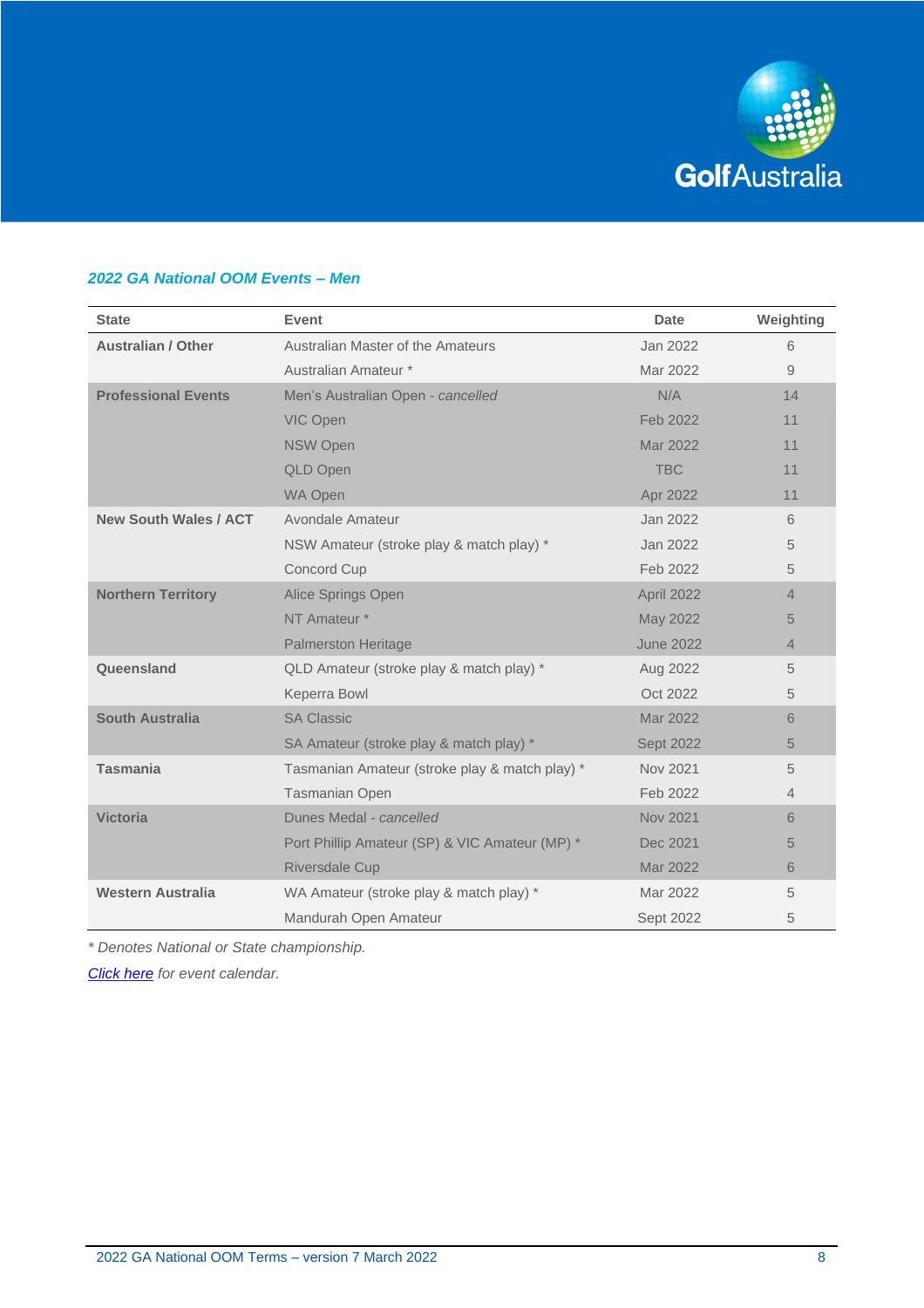### *2022 GA National OOM Events – Men*

| State | Event | Date | Weighting |
|---|---|---|---|
| **Australian / Other** | Australian Master of the Amateurs | Jan 2022 | 6 |
| | Australian Amateur * | Mar 2022 | 9 |
| **Professional Events** | Men's Australian Open - *cancelled* | N/A | 14 |
| | VIC Open | Feb 2022 | 11 |
| | NSW Open | Mar 2022 | 11 |
| | QLD Open | TBC | 11 |
| | WA Open | Apr 2022 | 11 |
| **New South Wales / ACT** | Avondale Amateur | Jan 2022 | 6 |
| | NSW Amateur (stroke play & match play) * | Jan 2022 | 5 |
| | Concord Cup | Feb 2022 | 5 |
| **Northern Territory** | Alice Springs Open | April 2022 | 4 |
| | NT Amateur * | May 2022 | 5 |
| | Palmerston Heritage | June 2022 | 4 |
| **Queensland** | QLD Amateur (stroke play & match play) * | Aug 2022 | 5 |
| | Keperra Bowl | Oct 2022 | 5 |
| **South Australia** | SA Classic | Mar 2022 | 6 |
| | SA Amateur (stroke play & match play) * | Sept 2022 | 5 |
| **Tasmania** | Tasmanian Amateur (stroke play & match play) * | Nov 2021 | 5 |
| | Tasmanian Open | Feb 2022 | 4 |
| **Victoria** | Dunes Medal - *cancelled* | Nov 2021 | 6 |
| | Port Phillip Amateur (SP) & VIC Amateur (MP) * | Dec 2021 | 5 |
| | Riversdale Cup | Mar 2022 | 6 |
| **Western Australia** | WA Amateur (stroke play & match play) * | Mar 2022 | 5 |
| | Mandurah Open Amateur | Sept 2022 | 5 |

*\* Denotes National or State championship.*

*[Click here](#) for event calendar.*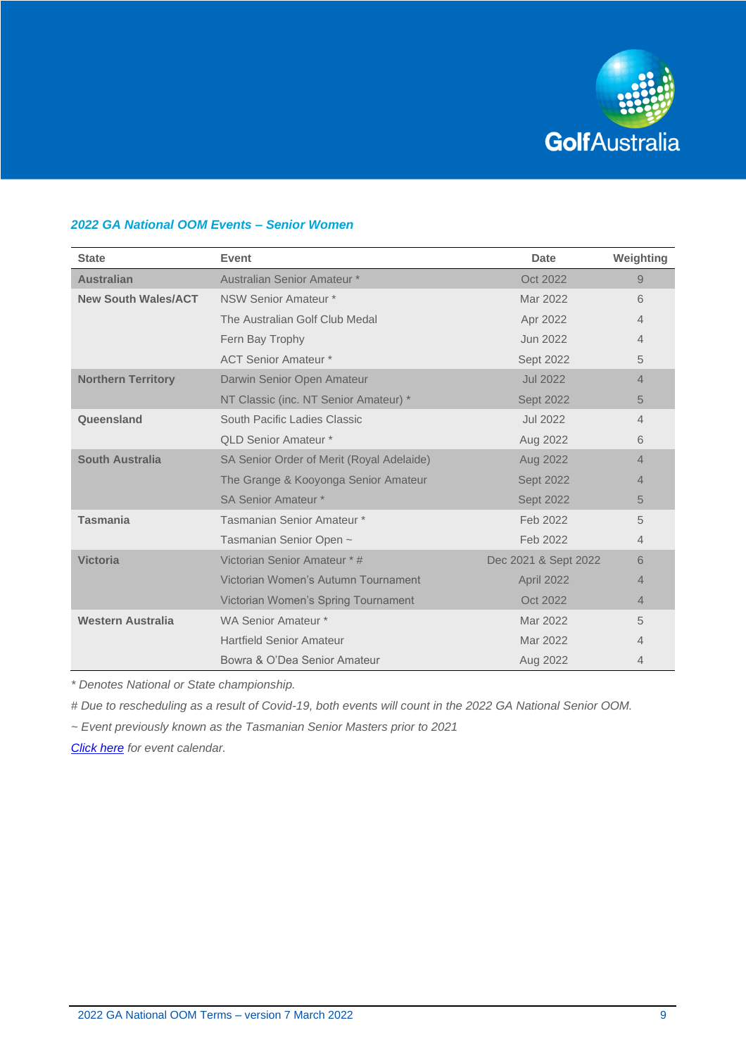### *2022 GA National OOM Events – Senior Women*

| State | Event | Date | Weighting |
|---|---|---|---|
| **Australian** | Australian Senior Amateur * | Oct 2022 | 9 |
| **New South Wales/ACT** | NSW Senior Amateur * | Mar 2022 | 6 |
| | The Australian Golf Club Medal | Apr 2022 | 4 |
| | Fern Bay Trophy | Jun 2022 | 4 |
| | ACT Senior Amateur * | Sept 2022 | 5 |
| **Northern Territory** | Darwin Senior Open Amateur | Jul 2022 | 4 |
| | NT Classic (inc. NT Senior Amateur) * | Sept 2022 | 5 |
| **Queensland** | South Pacific Ladies Classic | Jul 2022 | 4 |
| | QLD Senior Amateur * | Aug 2022 | 6 |
| **South Australia** | SA Senior Order of Merit (Royal Adelaide) | Aug 2022 | 4 |
| | The Grange & Kooyonga Senior Amateur | Sept 2022 | 4 |
| | SA Senior Amateur * | Sept 2022 | 5 |
| **Tasmania** | Tasmanian Senior Amateur * | Feb 2022 | 5 |
| | Tasmanian Senior Open ~ | Feb 2022 | 4 |
| **Victoria** | Victorian Senior Amateur * # | Dec 2021 & Sept 2022 | 6 |
| | Victorian Women's Autumn Tournament | April 2022 | 4 |
| | Victorian Women's Spring Tournament | Oct 2022 | 4 |
| **Western Australia** | WA Senior Amateur * | Mar 2022 | 5 |
| | Hartfield Senior Amateur | Mar 2022 | 4 |
| | Bowra & O'Dea Senior Amateur | Aug 2022 | 4 |

*\* Denotes National or State championship.*

*# Due to rescheduling as a result of Covid-19, both events will count in the 2022 GA National Senior OOM.*

*~ Event previously known as the Tasmanian Senior Masters prior to 2021*

*Click here for event calendar.*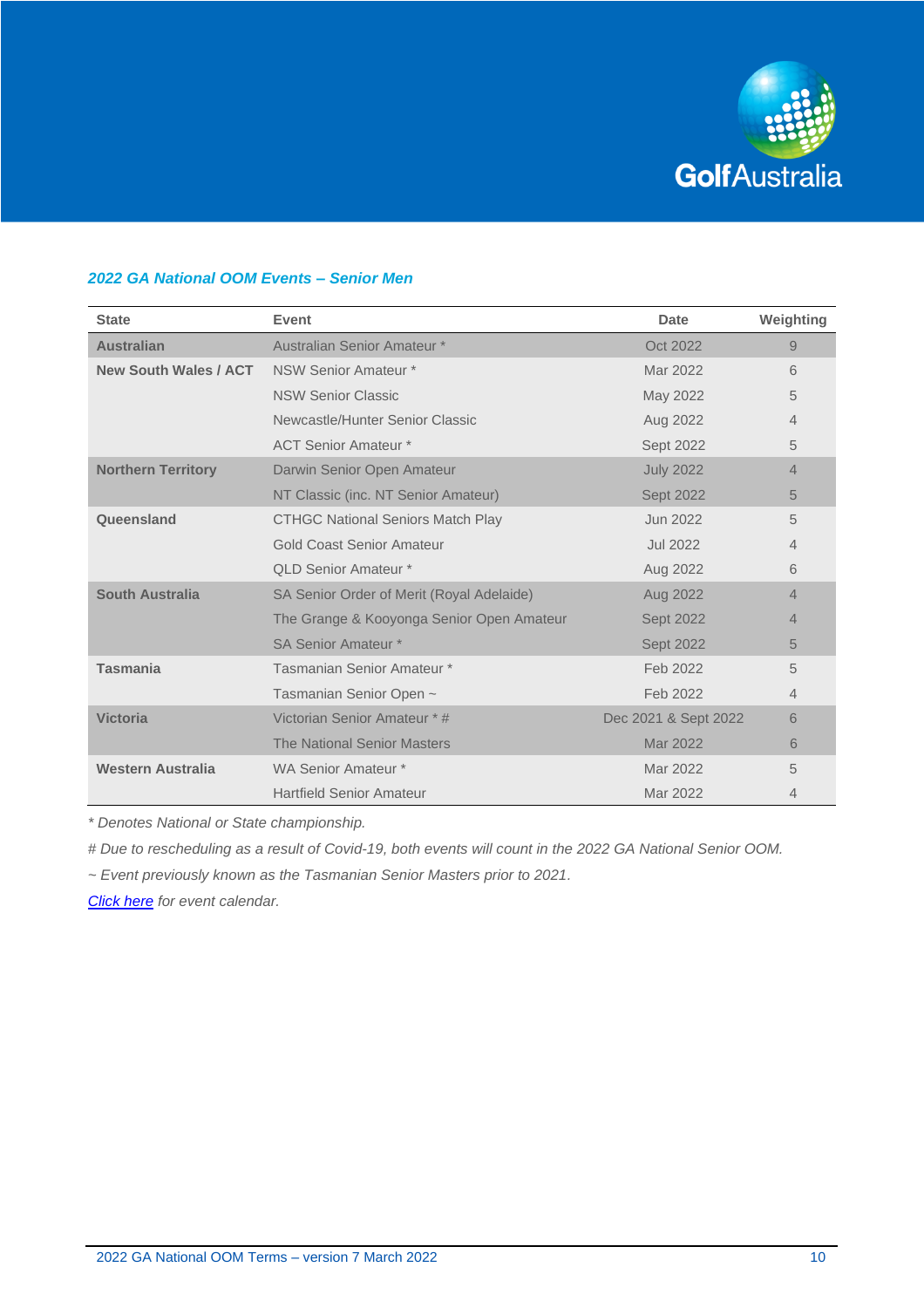### *2022 GA National OOM Events – Senior Men*

| State | Event | Date | Weighting |
|---|---|---|---|
| **Australian** | Australian Senior Amateur * | Oct 2022 | 9 |
| **New South Wales / ACT** | NSW Senior Amateur * | Mar 2022 | 6 |
| | NSW Senior Classic | May 2022 | 5 |
| | Newcastle/Hunter Senior Classic | Aug 2022 | 4 |
| | ACT Senior Amateur * | Sept 2022 | 5 |
| **Northern Territory** | Darwin Senior Open Amateur | July 2022 | 4 |
| | NT Classic (inc. NT Senior Amateur) | Sept 2022 | 5 |
| **Queensland** | CTHGC National Seniors Match Play | Jun 2022 | 5 |
| | Gold Coast Senior Amateur | Jul 2022 | 4 |
| | QLD Senior Amateur * | Aug 2022 | 6 |
| **South Australia** | SA Senior Order of Merit (Royal Adelaide) | Aug 2022 | 4 |
| | The Grange & Kooyonga Senior Open Amateur | Sept 2022 | 4 |
| | SA Senior Amateur * | Sept 2022 | 5 |
| **Tasmania** | Tasmanian Senior Amateur * | Feb 2022 | 5 |
| | Tasmanian Senior Open ~ | Feb 2022 | 4 |
| **Victoria** | Victorian Senior Amateur * # | Dec 2021 & Sept 2022 | 6 |
| | The National Senior Masters | Mar 2022 | 6 |
| **Western Australia** | WA Senior Amateur * | Mar 2022 | 5 |
| | Hartfield Senior Amateur | Mar 2022 | 4 |

*\* Denotes National or State championship.*

*# Due to rescheduling as a result of Covid-19, both events will count in the 2022 GA National Senior OOM.*

*~ Event previously known as the Tasmanian Senior Masters prior to 2021.*

*Click here for event calendar.*